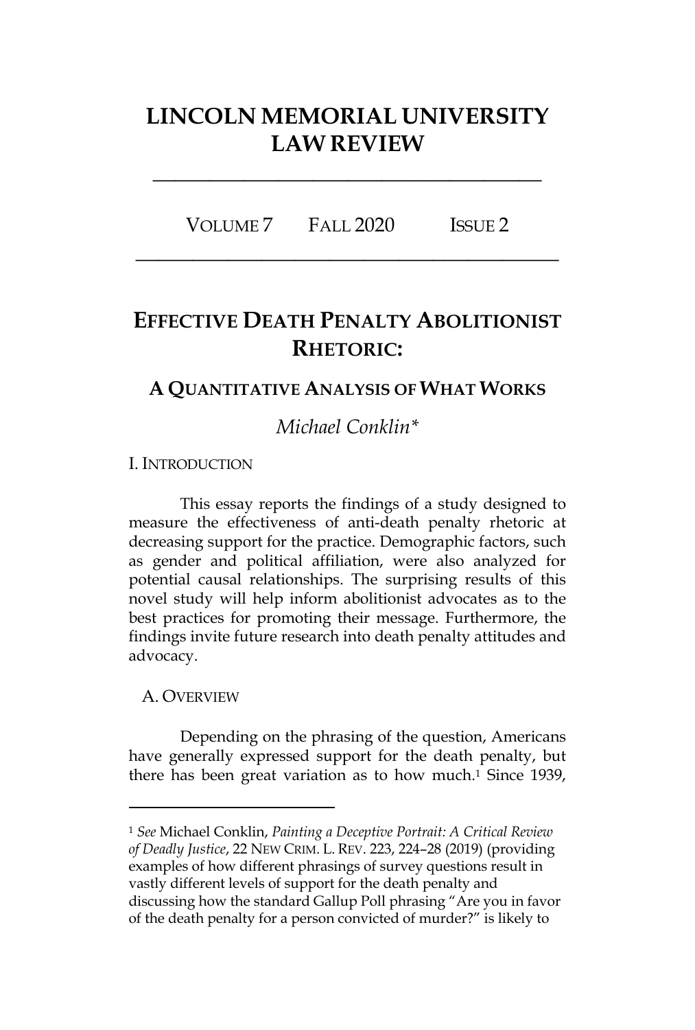# LINCOLN MEMORIAL UNIVERSITY LAW REVIEW

VOLUME 7 FALL 2020 ISSUE 2

## EFFECTIVE DEATH PENALTY ABOLITIONIST RHETORIC:

### A QUANTITATIVE ANALYSIS OF WHAT WORKS

*Michael Conklin\**

I. INTRODUCTION

This essay reports the findings of a study designed to measure the effectiveness of anti-death penalty rhetoric at decreasing support for the practice. Demographic factors, such as gender and political affiliation, were also analyzed for potential causal relationships. The surprising results of this novel study will help inform abolitionist advocates as to the best practices for promoting their message. Furthermore, the findings invite future research into death penalty attitudes and advocacy.

A. OVERVIEW

Depending on the phrasing of the question, Americans have generally expressed support for the death penalty, but there has been great variation as to how much.[1] Since 1939,

---

[1] *See* Michael Conklin, *Painting a Deceptive Portrait: A Critical Review of Deadly Justice*, 22 NEW CRIM. L. REV. 223, 224–28 (2019) (providing examples of how different phrasings of survey questions result in vastly different levels of support for the death penalty and discussing how the standard Gallup Poll phrasing "Are you in favor of the death penalty for a person convicted of murder?" is likely to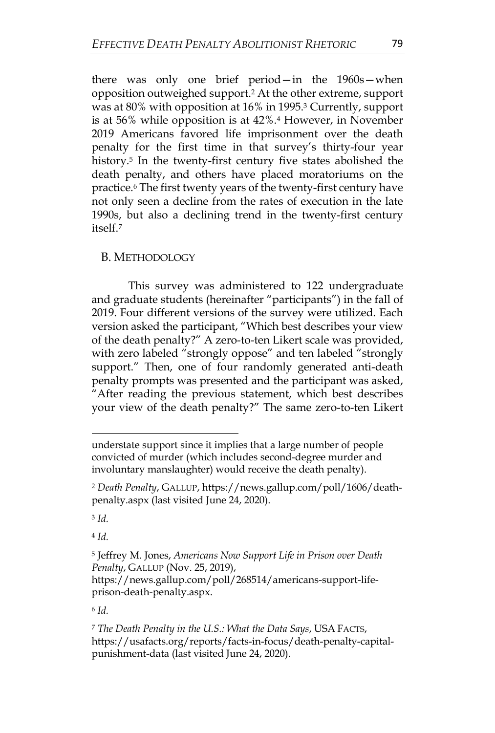there was only one brief period—in the 1960s—when opposition outweighed support.[2] At the other extreme, support was at 80% with opposition at 16% in 1995.[3] Currently, support is at 56% while opposition is at 42%.[4] However, in November 2019 Americans favored life imprisonment over the death penalty for the first time in that survey's thirty-four year history.[5] In the twenty-first century five states abolished the death penalty, and others have placed moratoriums on the practice.[6] The first twenty years of the twenty-first century have not only seen a decline from the rates of execution in the late 1990s, but also a declining trend in the twenty-first century itself.[7]

## B. METHODOLOGY

This survey was administered to 122 undergraduate and graduate students (hereinafter "participants") in the fall of 2019. Four different versions of the survey were utilized. Each version asked the participant, "Which best describes your view of the death penalty?" A zero-to-ten Likert scale was provided, with zero labeled "strongly oppose" and ten labeled "strongly support." Then, one of four randomly generated anti-death penalty prompts was presented and the participant was asked, "After reading the previous statement, which best describes your view of the death penalty?" The same zero-to-ten Likert

---

understate support since it implies that a large number of people convicted of murder (which includes second-degree murder and involuntary manslaughter) would receive the death penalty).

[2] *Death Penalty*, GALLUP, https://news.gallup.com/poll/1606/death-penalty.aspx (last visited June 24, 2020).

[3] *Id.*

[4] *Id.*

[5] Jeffrey M. Jones, *Americans Now Support Life in Prison over Death Penalty*, GALLUP (Nov. 25, 2019), https://news.gallup.com/poll/268514/americans-support-life-prison-death-penalty.aspx.

[6] *Id.*

[7] *The Death Penalty in the U.S.: What the Data Says*, USA FACTS, https://usafacts.org/reports/facts-in-focus/death-penalty-capital-punishment-data (last visited June 24, 2020).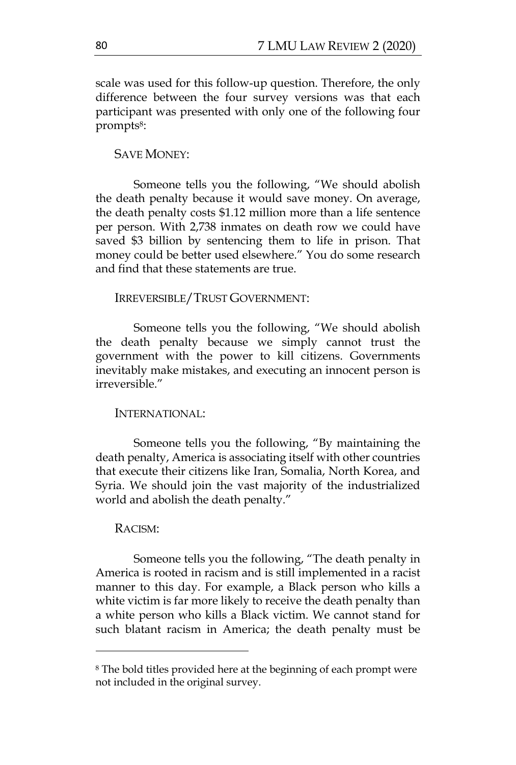scale was used for this follow-up question. Therefore, the only difference between the four survey versions was that each participant was presented with only one of the following four prompts[8]:

SAVE MONEY:

Someone tells you the following, "We should abolish the death penalty because it would save money. On average, the death penalty costs $1.12 million more than a life sentence per person. With 2,738 inmates on death row we could have saved $3 billion by sentencing them to life in prison. That money could be better used elsewhere." You do some research and find that these statements are true.

IRREVERSIBLE/TRUST GOVERNMENT:

Someone tells you the following, "We should abolish the death penalty because we simply cannot trust the government with the power to kill citizens. Governments inevitably make mistakes, and executing an innocent person is irreversible."

INTERNATIONAL:

Someone tells you the following, "By maintaining the death penalty, America is associating itself with other countries that execute their citizens like Iran, Somalia, North Korea, and Syria. We should join the vast majority of the industrialized world and abolish the death penalty."

RACISM:

Someone tells you the following, "The death penalty in America is rooted in racism and is still implemented in a racist manner to this day. For example, a Black person who kills a white victim is far more likely to receive the death penalty than a white person who kills a Black victim. We cannot stand for such blatant racism in America; the death penalty must be

[8] The bold titles provided here at the beginning of each prompt were not included in the original survey.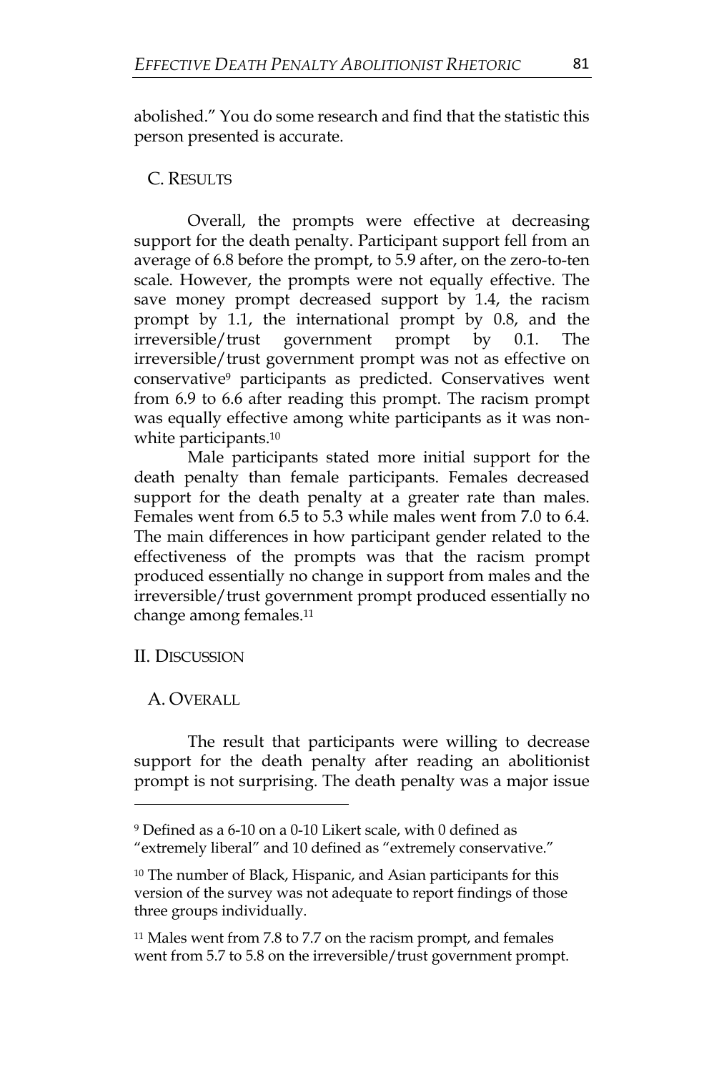abolished." You do some research and find that the statistic this person presented is accurate.

### C. Results

Overall, the prompts were effective at decreasing support for the death penalty. Participant support fell from an average of 6.8 before the prompt, to 5.9 after, on the zero-to-ten scale. However, the prompts were not equally effective. The save money prompt decreased support by 1.4, the racism prompt by 1.1, the international prompt by 0.8, and the irreversible/trust government prompt by 0.1. The irreversible/trust government prompt was not as effective on conservative[9] participants as predicted. Conservatives went from 6.9 to 6.6 after reading this prompt. The racism prompt was equally effective among white participants as it was non-white participants.[10]

Male participants stated more initial support for the death penalty than female participants. Females decreased support for the death penalty at a greater rate than males. Females went from 6.5 to 5.3 while males went from 7.0 to 6.4. The main differences in how participant gender related to the effectiveness of the prompts was that the racism prompt produced essentially no change in support from males and the irreversible/trust government prompt produced essentially no change among females.[11]

## II. Discussion

### A. Overall

The result that participants were willing to decrease support for the death penalty after reading an abolitionist prompt is not surprising. The death penalty was a major issue

---

[9] Defined as a 6-10 on a 0-10 Likert scale, with 0 defined as "extremely liberal" and 10 defined as "extremely conservative."

[10] The number of Black, Hispanic, and Asian participants for this version of the survey was not adequate to report findings of those three groups individually.

[11] Males went from 7.8 to 7.7 on the racism prompt, and females went from 5.7 to 5.8 on the irreversible/trust government prompt.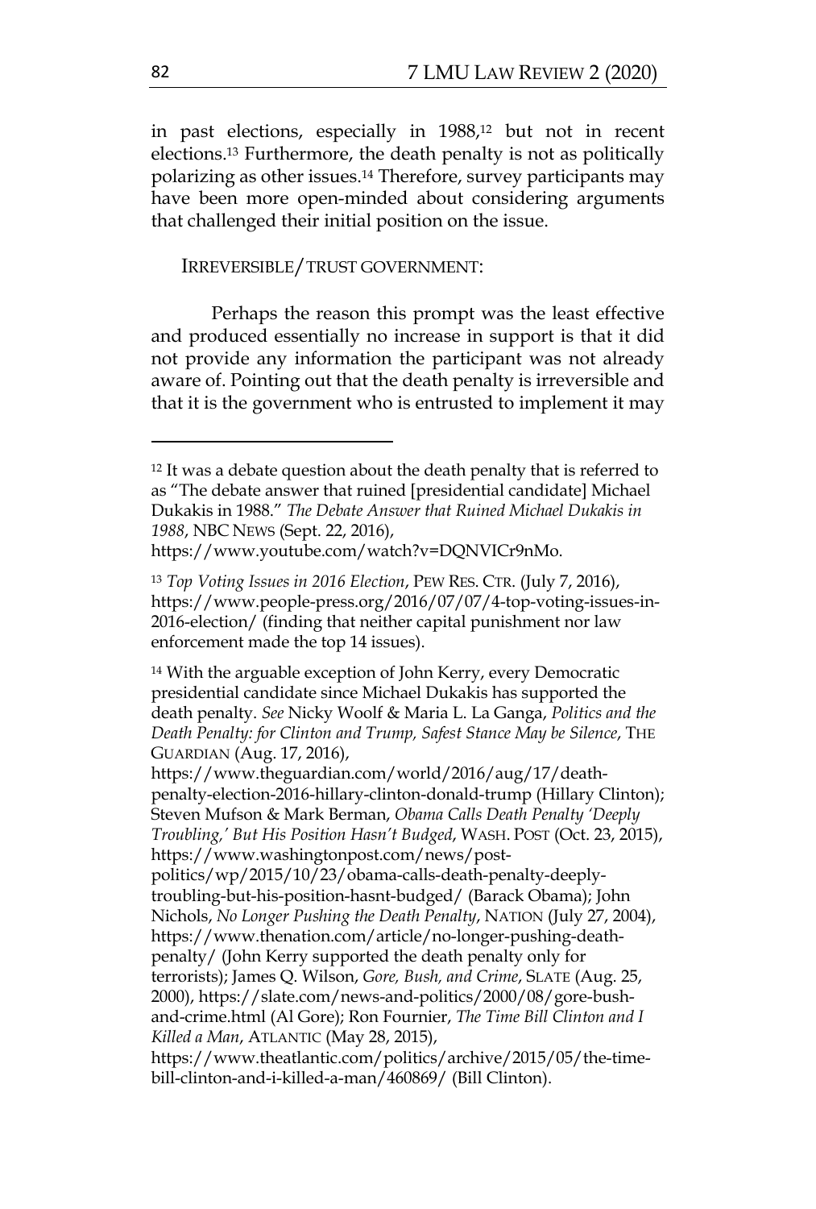in past elections, especially in 1988,[12] but not in recent elections.[13] Furthermore, the death penalty is not as politically polarizing as other issues.[14] Therefore, survey participants may have been more open-minded about considering arguments that challenged their initial position on the issue.

IRREVERSIBLE/TRUST GOVERNMENT:

Perhaps the reason this prompt was the least effective and produced essentially no increase in support is that it did not provide any information the participant was not already aware of. Pointing out that the death penalty is irreversible and that it is the government who is entrusted to implement it may

---

[12] It was a debate question about the death penalty that is referred to as "The debate answer that ruined [presidential candidate] Michael Dukakis in 1988." *The Debate Answer that Ruined Michael Dukakis in 1988*, NBC NEWS (Sept. 22, 2016), https://www.youtube.com/watch?v=DQNVICr9nMo.

[13] *Top Voting Issues in 2016 Election*, PEW RES. CTR. (July 7, 2016), https://www.people-press.org/2016/07/07/4-top-voting-issues-in-2016-election/ (finding that neither capital punishment nor law enforcement made the top 14 issues).

[14] With the arguable exception of John Kerry, every Democratic presidential candidate since Michael Dukakis has supported the death penalty. *See* Nicky Woolf & Maria L. La Ganga, *Politics and the Death Penalty: for Clinton and Trump, Safest Stance May be Silence*, THE GUARDIAN (Aug. 17, 2016), https://www.theguardian.com/world/2016/aug/17/death-penalty-election-2016-hillary-clinton-donald-trump (Hillary Clinton); Steven Mufson & Mark Berman, *Obama Calls Death Penalty 'Deeply Troubling,' But His Position Hasn't Budged*, WASH. POST (Oct. 23, 2015), https://www.washingtonpost.com/news/post-politics/wp/2015/10/23/obama-calls-death-penalty-deeply-troubling-but-his-position-hasnt-budged/ (Barack Obama); John Nichols, *No Longer Pushing the Death Penalty*, NATION (July 27, 2004), https://www.thenation.com/article/no-longer-pushing-death-penalty/ (John Kerry supported the death penalty only for terrorists); James Q. Wilson, *Gore, Bush, and Crime*, SLATE (Aug. 25, 2000), https://slate.com/news-and-politics/2000/08/gore-bush-and-crime.html (Al Gore); Ron Fournier, *The Time Bill Clinton and I Killed a Man*, ATLANTIC (May 28, 2015), https://www.theatlantic.com/politics/archive/2015/05/the-time-bill-clinton-and-i-killed-a-man/460869/ (Bill Clinton).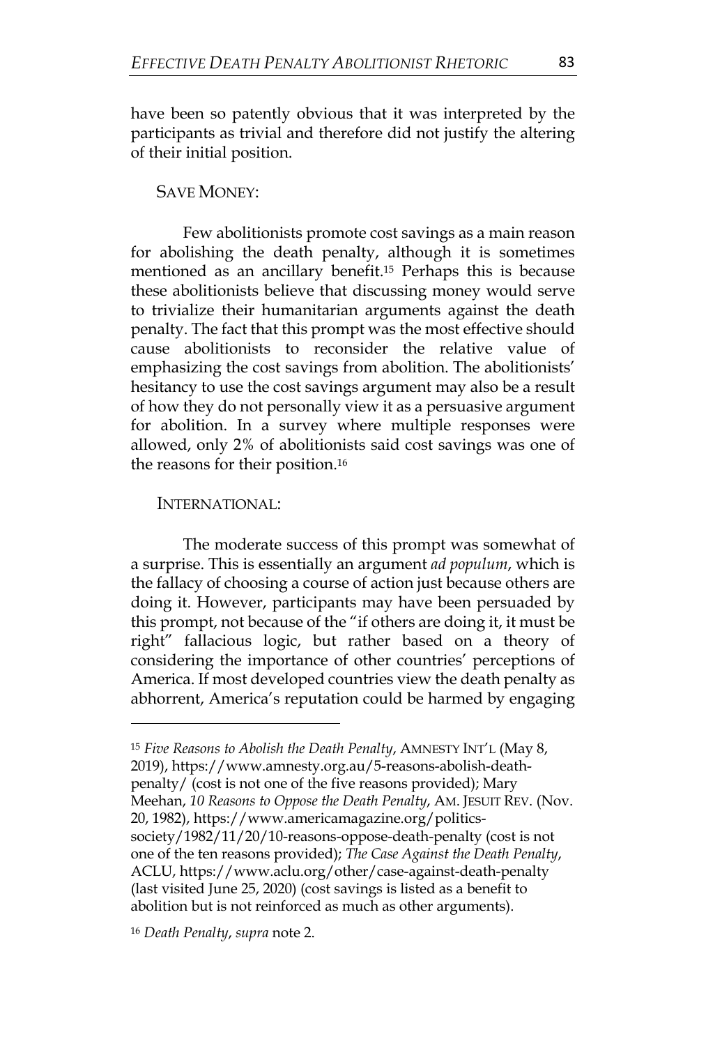have been so patently obvious that it was interpreted by the participants as trivial and therefore did not justify the altering of their initial position.

### SAVE MONEY:

Few abolitionists promote cost savings as a main reason for abolishing the death penalty, although it is sometimes mentioned as an ancillary benefit.[15] Perhaps this is because these abolitionists believe that discussing money would serve to trivialize their humanitarian arguments against the death penalty. The fact that this prompt was the most effective should cause abolitionists to reconsider the relative value of emphasizing the cost savings from abolition. The abolitionists' hesitancy to use the cost savings argument may also be a result of how they do not personally view it as a persuasive argument for abolition. In a survey where multiple responses were allowed, only 2% of abolitionists said cost savings was one of the reasons for their position.[16]

### INTERNATIONAL:

The moderate success of this prompt was somewhat of a surprise. This is essentially an argument *ad populum*, which is the fallacy of choosing a course of action just because others are doing it. However, participants may have been persuaded by this prompt, not because of the "if others are doing it, it must be right" fallacious logic, but rather based on a theory of considering the importance of other countries' perceptions of America. If most developed countries view the death penalty as abhorrent, America's reputation could be harmed by engaging

---

[15] *Five Reasons to Abolish the Death Penalty*, AMNESTY INT'L (May 8, 2019), https://www.amnesty.org.au/5-reasons-abolish-death-penalty/ (cost is not one of the five reasons provided); Mary Meehan, *10 Reasons to Oppose the Death Penalty*, AM. JESUIT REV. (Nov. 20, 1982), https://www.americamagazine.org/politics-society/1982/11/20/10-reasons-oppose-death-penalty (cost is not one of the ten reasons provided); *The Case Against the Death Penalty*, ACLU, https://www.aclu.org/other/case-against-death-penalty (last visited June 25, 2020) (cost savings is listed as a benefit to abolition but is not reinforced as much as other arguments).

[16] *Death Penalty*, *supra* note 2.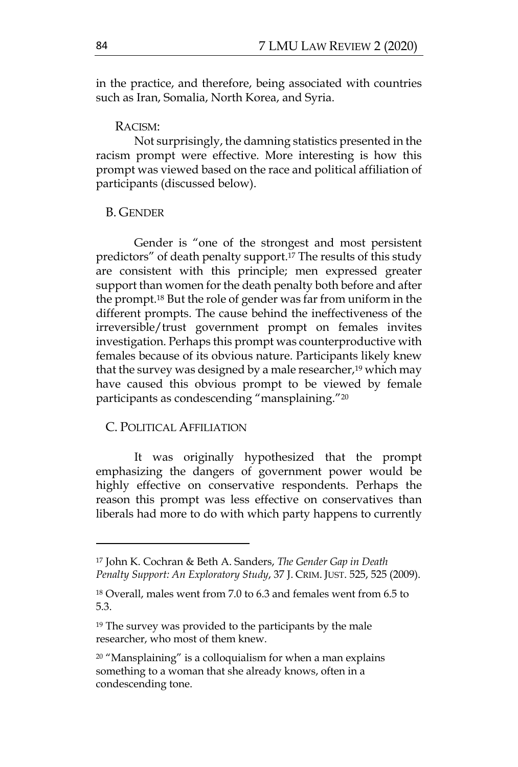in the practice, and therefore, being associated with countries such as Iran, Somalia, North Korea, and Syria.

RACISM:

Not surprisingly, the damning statistics presented in the racism prompt were effective. More interesting is how this prompt was viewed based on the race and political affiliation of participants (discussed below).

## B. GENDER

Gender is "one of the strongest and most persistent predictors" of death penalty support.[17] The results of this study are consistent with this principle; men expressed greater support than women for the death penalty both before and after the prompt.[18] But the role of gender was far from uniform in the different prompts. The cause behind the ineffectiveness of the irreversible/trust government prompt on females invites investigation. Perhaps this prompt was counterproductive with females because of its obvious nature. Participants likely knew that the survey was designed by a male researcher,[19] which may have caused this obvious prompt to be viewed by female participants as condescending "mansplaining."[20]

## C. POLITICAL AFFILIATION

It was originally hypothesized that the prompt emphasizing the dangers of government power would be highly effective on conservative respondents. Perhaps the reason this prompt was less effective on conservatives than liberals had more to do with which party happens to currently

---

[17] John K. Cochran & Beth A. Sanders, *The Gender Gap in Death Penalty Support: An Exploratory Study*, 37 J. CRIM. JUST. 525, 525 (2009).

[18] Overall, males went from 7.0 to 6.3 and females went from 6.5 to 5.3.

[19] The survey was provided to the participants by the male researcher, who most of them knew.

[20] "Mansplaining" is a colloquialism for when a man explains something to a woman that she already knows, often in a condescending tone.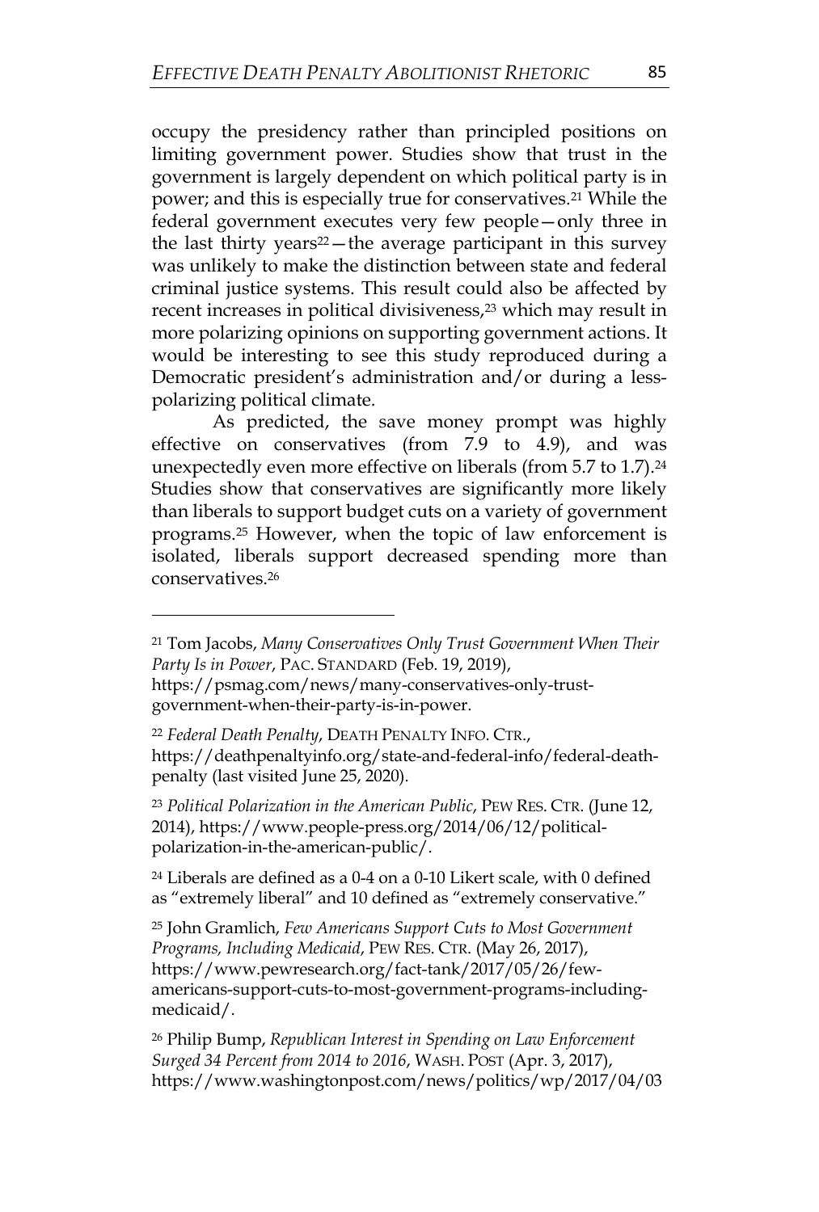occupy the presidency rather than principled positions on limiting government power. Studies show that trust in the government is largely dependent on which political party is in power; and this is especially true for conservatives.[21] While the federal government executes very few people—only three in the last thirty years[22]—the average participant in this survey was unlikely to make the distinction between state and federal criminal justice systems. This result could also be affected by recent increases in political divisiveness,[23] which may result in more polarizing opinions on supporting government actions. It would be interesting to see this study reproduced during a Democratic president's administration and/or during a less-polarizing political climate.

As predicted, the save money prompt was highly effective on conservatives (from 7.9 to 4.9), and was unexpectedly even more effective on liberals (from 5.7 to 1.7).[24] Studies show that conservatives are significantly more likely than liberals to support budget cuts on a variety of government programs.[25] However, when the topic of law enforcement is isolated, liberals support decreased spending more than conservatives.[26]

---

[21] Tom Jacobs, *Many Conservatives Only Trust Government When Their Party Is in Power*, PAC. STANDARD (Feb. 19, 2019), https://psmag.com/news/many-conservatives-only-trust-government-when-their-party-is-in-power.

[22] *Federal Death Penalty*, DEATH PENALTY INFO. CTR., https://deathpenaltyinfo.org/state-and-federal-info/federal-death-penalty (last visited June 25, 2020).

[23] *Political Polarization in the American Public*, PEW RES. CTR. (June 12, 2014), https://www.people-press.org/2014/06/12/political-polarization-in-the-american-public/.

[24] Liberals are defined as a 0-4 on a 0-10 Likert scale, with 0 defined as "extremely liberal" and 10 defined as "extremely conservative."

[25] John Gramlich, *Few Americans Support Cuts to Most Government Programs, Including Medicaid*, PEW RES. CTR. (May 26, 2017), https://www.pewresearch.org/fact-tank/2017/05/26/few-americans-support-cuts-to-most-government-programs-including-medicaid/.

[26] Philip Bump, *Republican Interest in Spending on Law Enforcement Surged 34 Percent from 2014 to 2016*, WASH. POST (Apr. 3, 2017), https://www.washingtonpost.com/news/politics/wp/2017/04/03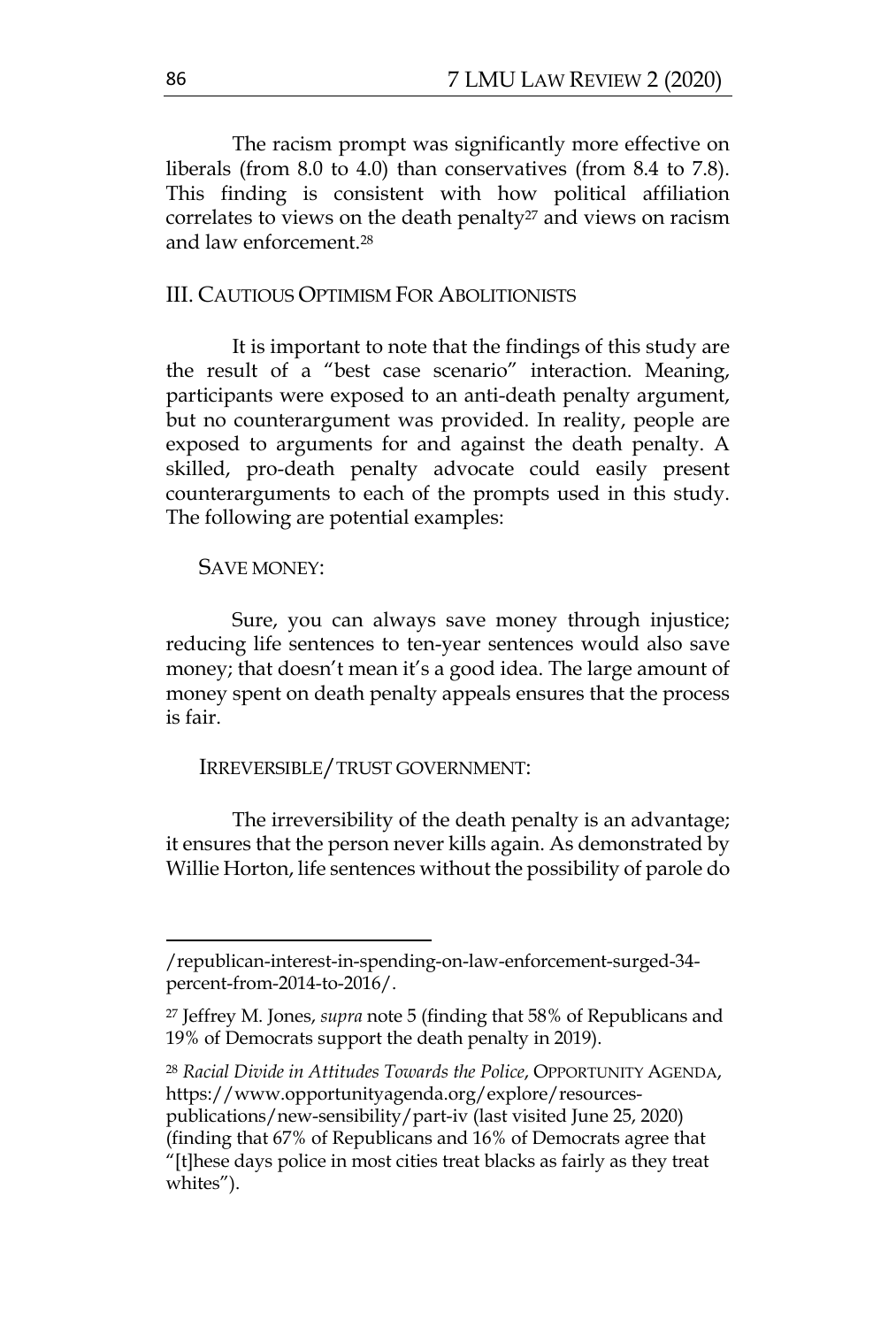The racism prompt was significantly more effective on liberals (from 8.0 to 4.0) than conservatives (from 8.4 to 7.8). This finding is consistent with how political affiliation correlates to views on the death penalty[27] and views on racism and law enforcement.[28]

## III. Cautious Optimism For Abolitionists

It is important to note that the findings of this study are the result of a "best case scenario" interaction. Meaning, participants were exposed to an anti-death penalty argument, but no counterargument was provided. In reality, people are exposed to arguments for and against the death penalty. A skilled, pro-death penalty advocate could easily present counterarguments to each of the prompts used in this study. The following are potential examples:

Save money:

Sure, you can always save money through injustice; reducing life sentences to ten-year sentences would also save money; that doesn't mean it's a good idea. The large amount of money spent on death penalty appeals ensures that the process is fair.

Irreversible/trust government:

The irreversibility of the death penalty is an advantage; it ensures that the person never kills again. As demonstrated by Willie Horton, life sentences without the possibility of parole do

---

/republican-interest-in-spending-on-law-enforcement-surged-34-percent-from-2014-to-2016/.

[27] Jeffrey M. Jones, *supra* note 5 (finding that 58% of Republicans and 19% of Democrats support the death penalty in 2019).

[28] *Racial Divide in Attitudes Towards the Police*, Opportunity Agenda, https://www.opportunityagenda.org/explore/resources-publications/new-sensibility/part-iv (last visited June 25, 2020) (finding that 67% of Republicans and 16% of Democrats agree that "[t]hese days police in most cities treat blacks as fairly as they treat whites").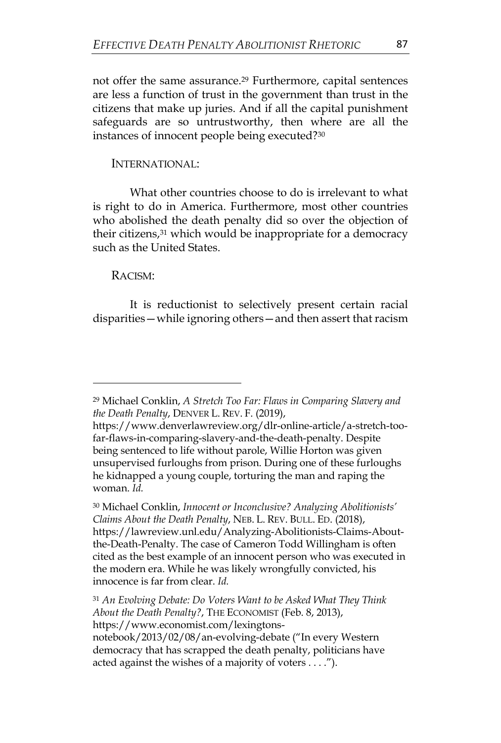not offer the same assurance.[29] Furthermore, capital sentences are less a function of trust in the government than trust in the citizens that make up juries. And if all the capital punishment safeguards are so untrustworthy, then where are all the instances of innocent people being executed?[30]

INTERNATIONAL:

What other countries choose to do is irrelevant to what is right to do in America. Furthermore, most other countries who abolished the death penalty did so over the objection of their citizens,[31] which would be inappropriate for a democracy such as the United States.

RACISM:

It is reductionist to selectively present certain racial disparities—while ignoring others—and then assert that racism

---

[29] Michael Conklin, *A Stretch Too Far: Flaws in Comparing Slavery and the Death Penalty*, DENVER L. REV. F. (2019), https://www.denverlawreview.org/dlr-online-article/a-stretch-too-far-flaws-in-comparing-slavery-and-the-death-penalty. Despite being sentenced to life without parole, Willie Horton was given unsupervised furloughs from prison. During one of these furloughs he kidnapped a young couple, torturing the man and raping the woman. *Id.*

[30] Michael Conklin, *Innocent or Inconclusive? Analyzing Abolitionists' Claims About the Death Penalty*, NEB. L. REV. BULL. ED. (2018), https://lawreview.unl.edu/Analyzing-Abolitionists-Claims-About-the-Death-Penalty. The case of Cameron Todd Willingham is often cited as the best example of an innocent person who was executed in the modern era. While he was likely wrongfully convicted, his innocence is far from clear. *Id.*

[31] *An Evolving Debate: Do Voters Want to be Asked What They Think About the Death Penalty?*, THE ECONOMIST (Feb. 8, 2013), https://www.economist.com/lexingtons-notebook/2013/02/08/an-evolving-debate ("In every Western democracy that has scrapped the death penalty, politicians have acted against the wishes of a majority of voters . . . .").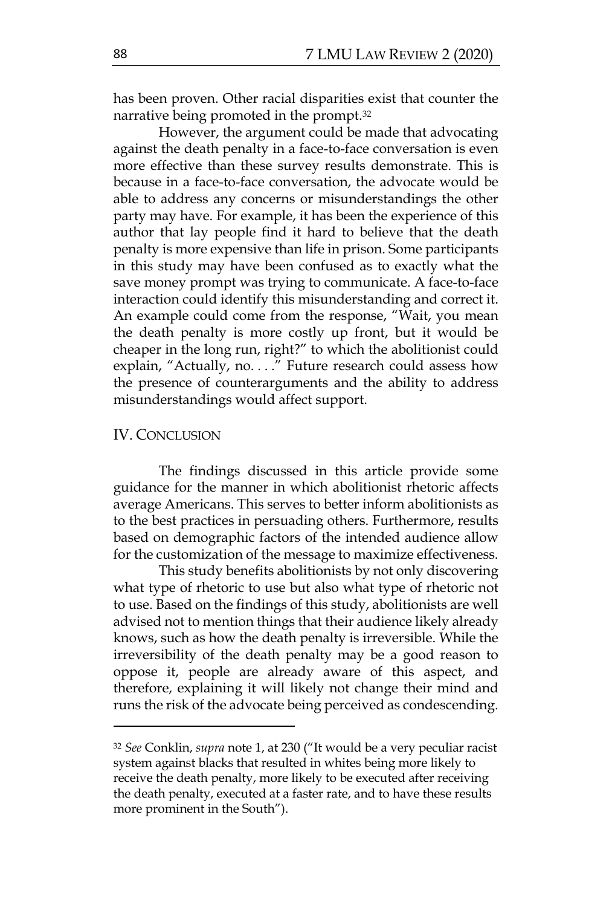has been proven. Other racial disparities exist that counter the narrative being promoted in the prompt.[32]

However, the argument could be made that advocating against the death penalty in a face-to-face conversation is even more effective than these survey results demonstrate. This is because in a face-to-face conversation, the advocate would be able to address any concerns or misunderstandings the other party may have. For example, it has been the experience of this author that lay people find it hard to believe that the death penalty is more expensive than life in prison. Some participants in this study may have been confused as to exactly what the save money prompt was trying to communicate. A face-to-face interaction could identify this misunderstanding and correct it. An example could come from the response, "Wait, you mean the death penalty is more costly up front, but it would be cheaper in the long run, right?" to which the abolitionist could explain, "Actually, no. . . ." Future research could assess how the presence of counterarguments and the ability to address misunderstandings would affect support.

## IV. CONCLUSION

The findings discussed in this article provide some guidance for the manner in which abolitionist rhetoric affects average Americans. This serves to better inform abolitionists as to the best practices in persuading others. Furthermore, results based on demographic factors of the intended audience allow for the customization of the message to maximize effectiveness.

This study benefits abolitionists by not only discovering what type of rhetoric to use but also what type of rhetoric not to use. Based on the findings of this study, abolitionists are well advised not to mention things that their audience likely already knows, such as how the death penalty is irreversible. While the irreversibility of the death penalty may be a good reason to oppose it, people are already aware of this aspect, and therefore, explaining it will likely not change their mind and runs the risk of the advocate being perceived as condescending.

---

[32] *See* Conklin, *supra* note 1, at 230 ("It would be a very peculiar racist system against blacks that resulted in whites being more likely to receive the death penalty, more likely to be executed after receiving the death penalty, executed at a faster rate, and to have these results more prominent in the South").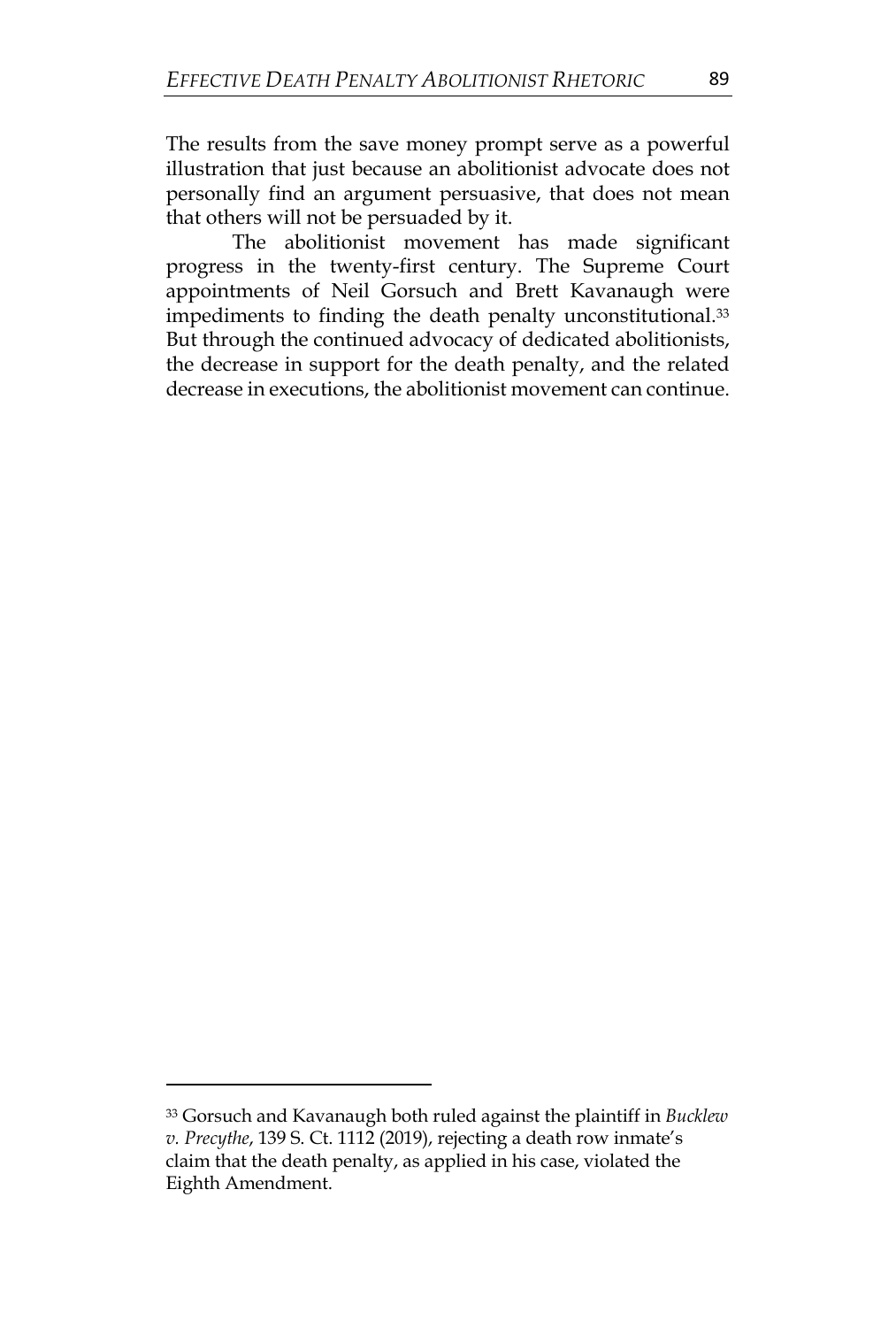The results from the save money prompt serve as a powerful illustration that just because an abolitionist advocate does not personally find an argument persuasive, that does not mean that others will not be persuaded by it.

The abolitionist movement has made significant progress in the twenty-first century. The Supreme Court appointments of Neil Gorsuch and Brett Kavanaugh were impediments to finding the death penalty unconstitutional.[33] But through the continued advocacy of dedicated abolitionists, the decrease in support for the death penalty, and the related decrease in executions, the abolitionist movement can continue.

---

[33] Gorsuch and Kavanaugh both ruled against the plaintiff in *Bucklew v. Precythe*, 139 S. Ct. 1112 (2019), rejecting a death row inmate's claim that the death penalty, as applied in his case, violated the Eighth Amendment.